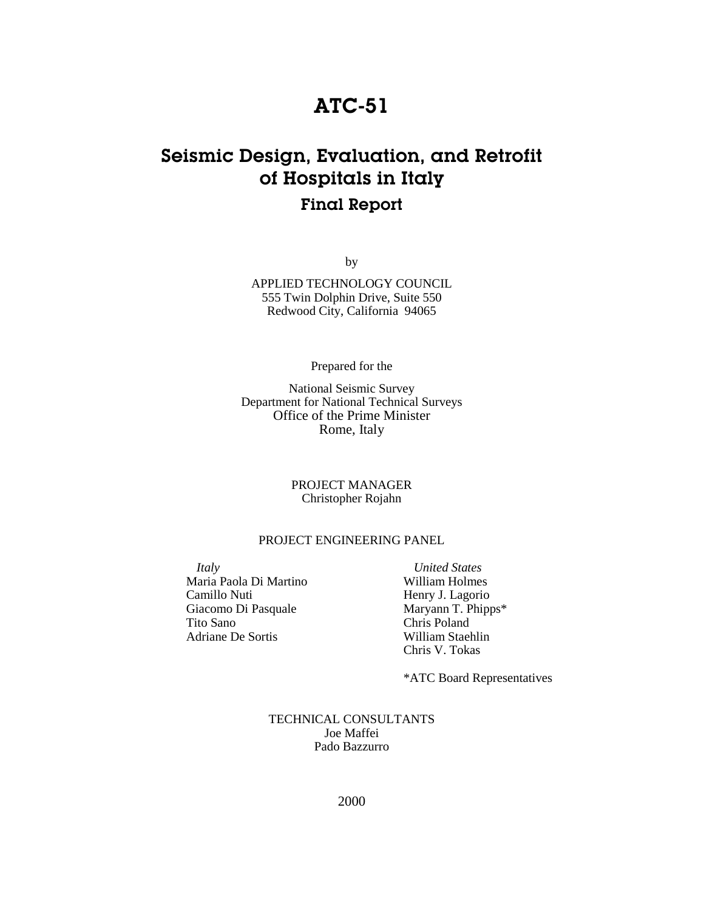# ATC-51

## Seismic Design, Evaluation, and Retrofit of Hospitals in Italy

### Final Report

by

APPLIED TECHNOLOGY COUNCIL
555 Twin Dolphin Drive, Suite 550
Redwood City, California 94065

Prepared for the

National Seismic Survey
Department for National Technical Surveys
Office of the Prime Minister
Rome, Italy

PROJECT MANAGER
Christopher Rojahn

PROJECT ENGINEERING PANEL

*Italy*
Maria Paola Di Martino
Camillo Nuti
Giacomo Di Pasquale
Tito Sano
Adriane De Sortis

*United States*
William Holmes
Henry J. Lagorio
Maryann T. Phipps*
Chris Poland
William Staehlin
Chris V. Tokas

*ATC Board Representatives

TECHNICAL CONSULTANTS
Joe Maffei
Pado Bazzurro

2000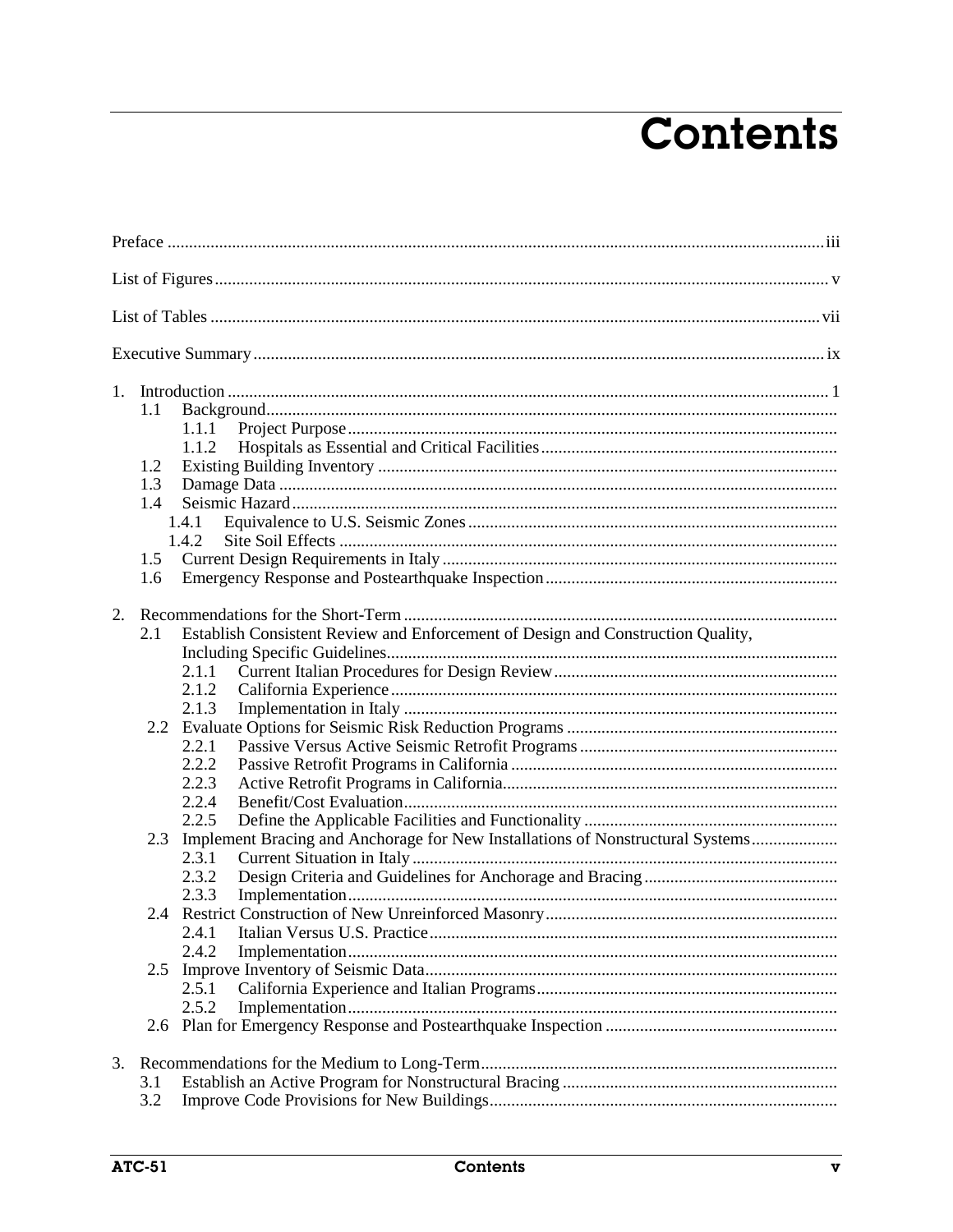# Contents

Preface ........ iii

List of Figures ........ v

List of Tables ........ vii

Executive Summary ........ ix

1. Introduction ........ 1
   - 1.1 Background
     - 1.1.1 Project Purpose
     - 1.1.2 Hospitals as Essential and Critical Facilities
   - 1.2 Existing Building Inventory
   - 1.3 Damage Data
   - 1.4 Seismic Hazard
     - 1.4.1 Equivalence to U.S. Seismic Zones
     - 1.4.2 Site Soil Effects
   - 1.5 Current Design Requirements in Italy
   - 1.6 Emergency Response and Postearthquake Inspection

2. Recommendations for the Short-Term
   - 2.1 Establish Consistent Review and Enforcement of Design and Construction Quality, Including Specific Guidelines
     - 2.1.1 Current Italian Procedures for Design Review
     - 2.1.2 California Experience
     - 2.1.3 Implementation in Italy
   - 2.2 Evaluate Options for Seismic Risk Reduction Programs
     - 2.2.1 Passive Versus Active Seismic Retrofit Programs
     - 2.2.2 Passive Retrofit Programs in California
     - 2.2.3 Active Retrofit Programs in California
     - 2.2.4 Benefit/Cost Evaluation
     - 2.2.5 Define the Applicable Facilities and Functionality
   - 2.3 Implement Bracing and Anchorage for New Installations of Nonstructural Systems
     - 2.3.1 Current Situation in Italy
     - 2.3.2 Design Criteria and Guidelines for Anchorage and Bracing
     - 2.3.3 Implementation
   - 2.4 Restrict Construction of New Unreinforced Masonry
     - 2.4.1 Italian Versus U.S. Practice
     - 2.4.2 Implementation
   - 2.5 Improve Inventory of Seismic Data
     - 2.5.1 California Experience and Italian Programs
     - 2.5.2 Implementation
   - 2.6 Plan for Emergency Response and Postearthquake Inspection

3. Recommendations for the Medium to Long-Term
   - 3.1 Establish an Active Program for Nonstructural Bracing
   - 3.2 Improve Code Provisions for New Buildings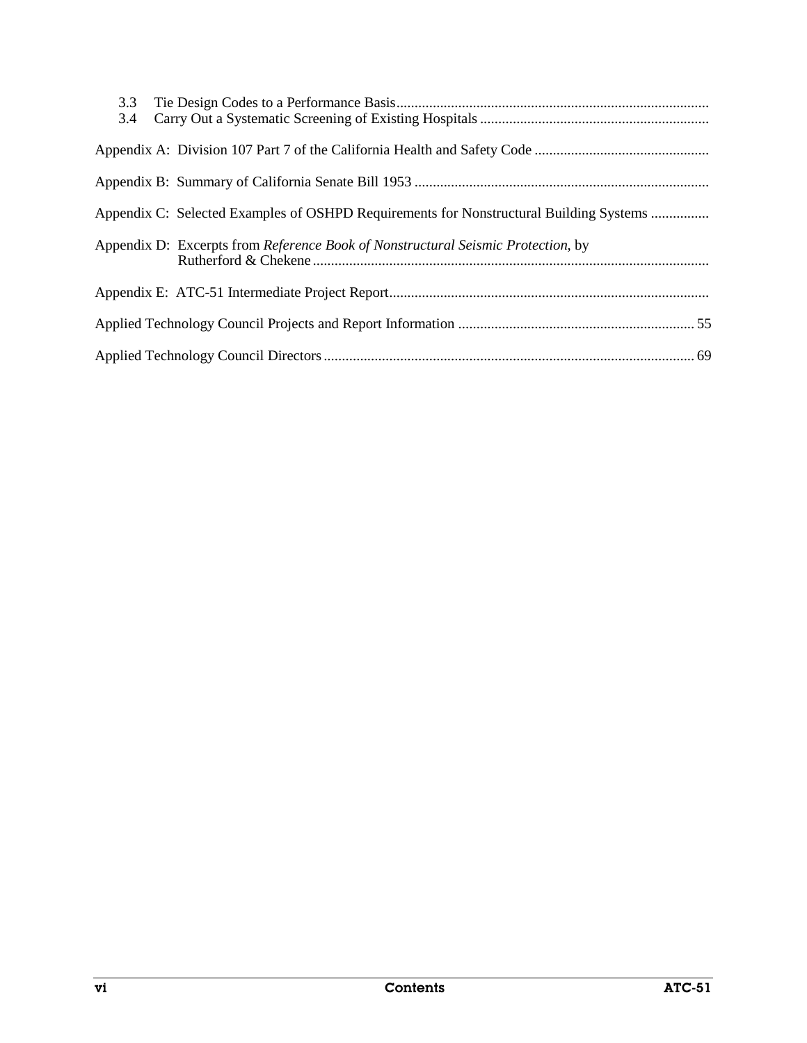3.3 Tie Design Codes to a Performance Basis......................................................................................
3.4 Carry Out a Systematic Screening of Existing Hospitals ...............................................................

Appendix A: Division 107 Part 7 of the California Health and Safety Code ................................................

Appendix B: Summary of California Senate Bill 1953 .................................................................................

Appendix C: Selected Examples of OSHPD Requirements for Nonstructural Building Systems ................

Appendix D: Excerpts from *Reference Book of Nonstructural Seismic Protection*, by Rutherford & Chekene.............................................................................................................

Appendix E: ATC-51 Intermediate Project Report........................................................................................

Applied Technology Council Projects and Report Information ................................................................. 55

Applied Technology Council Directors...................................................................................................... 69